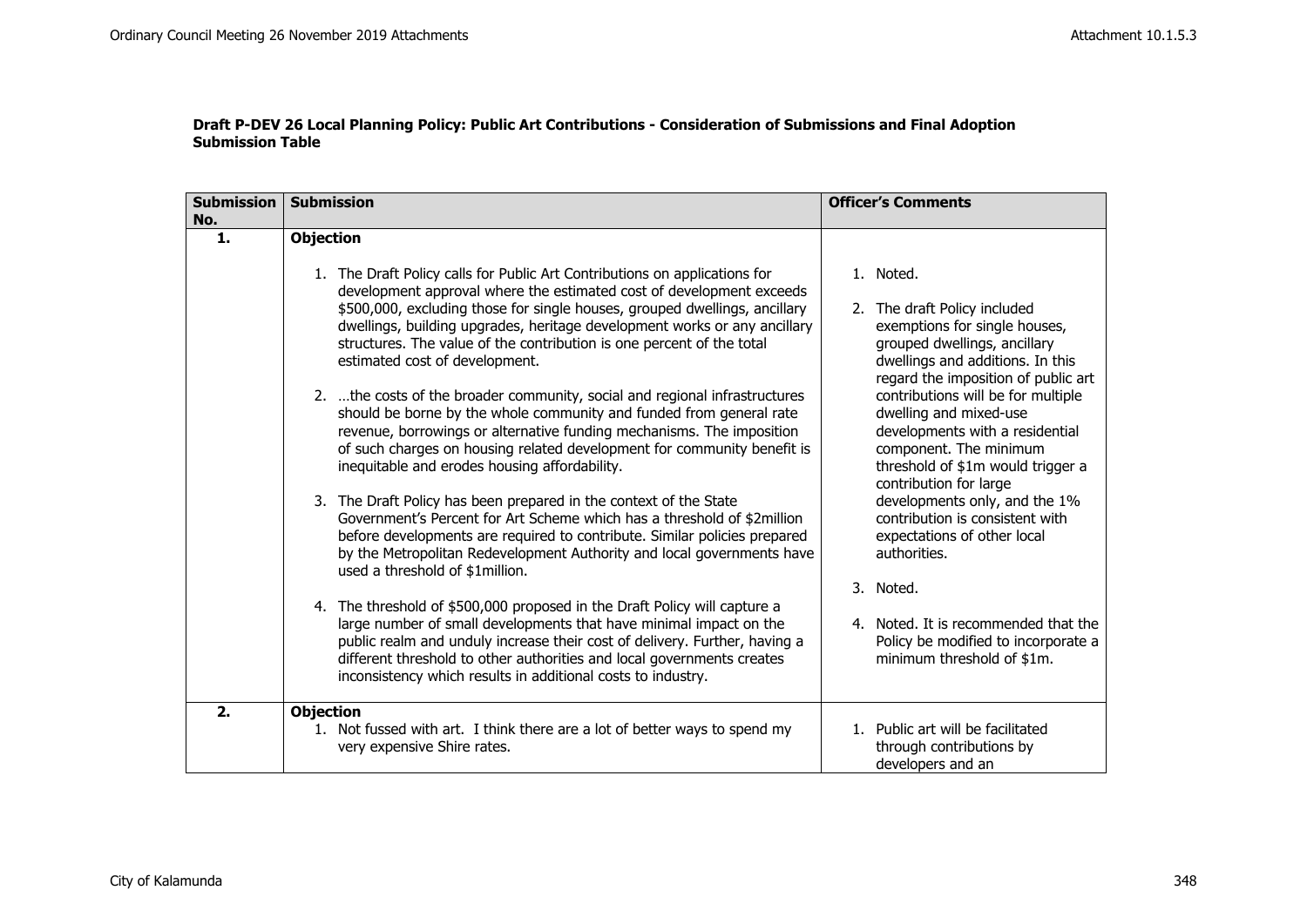**Draft P-DEV 26 Local Planning Policy: Public Art Contributions - Consideration of Submissions and Final Adoption Submission Table**

| Submission No. | Submission | Officer's Comments |
|---|---|---|
| **1.** | **Objection**<br><br>1. The Draft Policy calls for Public Art Contributions on applications for development approval where the estimated cost of development exceeds $500,000, excluding those for single houses, grouped dwellings, ancillary dwellings, building upgrades, heritage development works or any ancillary structures. The value of the contribution is one percent of the total estimated cost of development.<br><br>2. …the costs of the broader community, social and regional infrastructures should be borne by the whole community and funded from general rate revenue, borrowings or alternative funding mechanisms. The imposition of such charges on housing related development for community benefit is inequitable and erodes housing affordability.<br><br>3. The Draft Policy has been prepared in the context of the State Government's Percent for Art Scheme which has a threshold of $2million before developments are required to contribute. Similar policies prepared by the Metropolitan Redevelopment Authority and local governments have used a threshold of $1million.<br><br>4. The threshold of $500,000 proposed in the Draft Policy will capture a large number of small developments that have minimal impact on the public realm and unduly increase their cost of delivery. Further, having a different threshold to other authorities and local governments creates inconsistency which results in additional costs to industry. | 1. Noted.<br><br>2. The draft Policy included exemptions for single houses, grouped dwellings, ancillary dwellings and additions. In this regard the imposition of public art contributions will be for multiple dwelling and mixed-use developments with a residential component. The minimum threshold of $1m would trigger a contribution for large developments only, and the 1% contribution is consistent with expectations of other local authorities.<br><br>3. Noted.<br><br>4. Noted. It is recommended that the Policy be modified to incorporate a minimum threshold of $1m. |
| **2.** | **Objection**<br>1. Not fussed with art. I think there are a lot of better ways to spend my very expensive Shire rates. | 1. Public art will be facilitated through contributions by developers and an |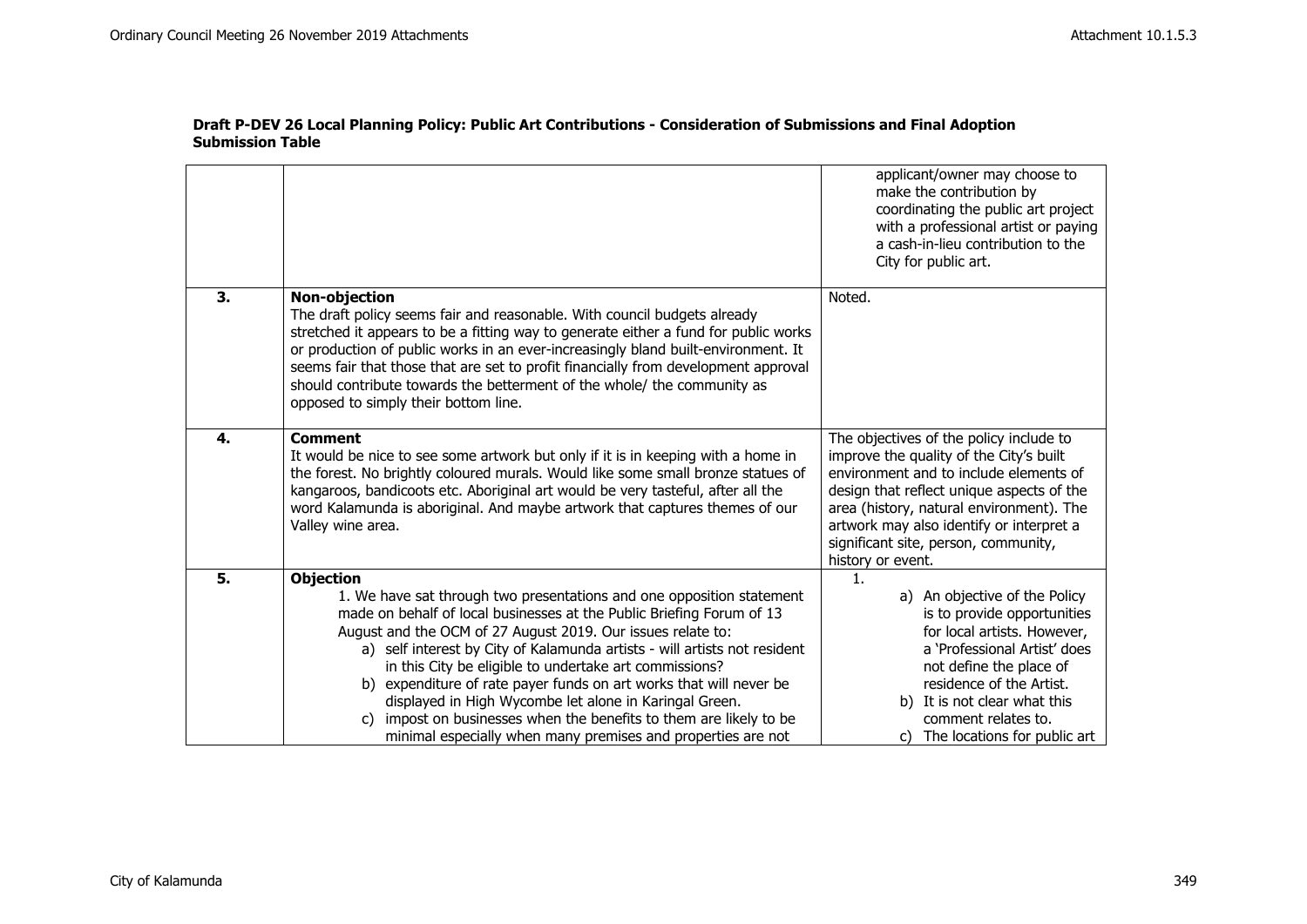**Draft P-DEV 26 Local Planning Policy: Public Art Contributions - Consideration of Submissions and Final Adoption Submission Table**

| | | |
|---|---|---|
| | | applicant/owner may choose to make the contribution by coordinating the public art project with a professional artist or paying a cash-in-lieu contribution to the City for public art. |
| **3.** | **Non-objection**<br>The draft policy seems fair and reasonable. With council budgets already stretched it appears to be a fitting way to generate either a fund for public works or production of public works in an ever-increasingly bland built-environment. It seems fair that those that are set to profit financially from development approval should contribute towards the betterment of the whole/ the community as opposed to simply their bottom line. | Noted. |
| **4.** | **Comment**<br>It would be nice to see some artwork but only if it is in keeping with a home in the forest. No brightly coloured murals. Would like some small bronze statues of kangaroos, bandicoots etc. Aboriginal art would be very tasteful, after all the word Kalamunda is aboriginal. And maybe artwork that captures themes of our Valley wine area. | The objectives of the policy include to improve the quality of the City's built environment and to include elements of design that reflect unique aspects of the area (history, natural environment). The artwork may also identify or interpret a significant site, person, community, history or event. |
| **5.** | **Objection**<br>1. We have sat through two presentations and one opposition statement made on behalf of local businesses at the Public Briefing Forum of 13 August and the OCM of 27 August 2019. Our issues relate to:<br>a) self interest by City of Kalamunda artists - will artists not resident in this City be eligible to undertake art commissions?<br>b) expenditure of rate payer funds on art works that will never be displayed in High Wycombe let alone in Karingal Green.<br>c) impost on businesses when the benefits to them are likely to be minimal especially when many premises and properties are not | 1.<br>a) An objective of the Policy is to provide opportunities for local artists. However, a 'Professional Artist' does not define the place of residence of the Artist.<br>b) It is not clear what this comment relates to.<br>c) The locations for public art |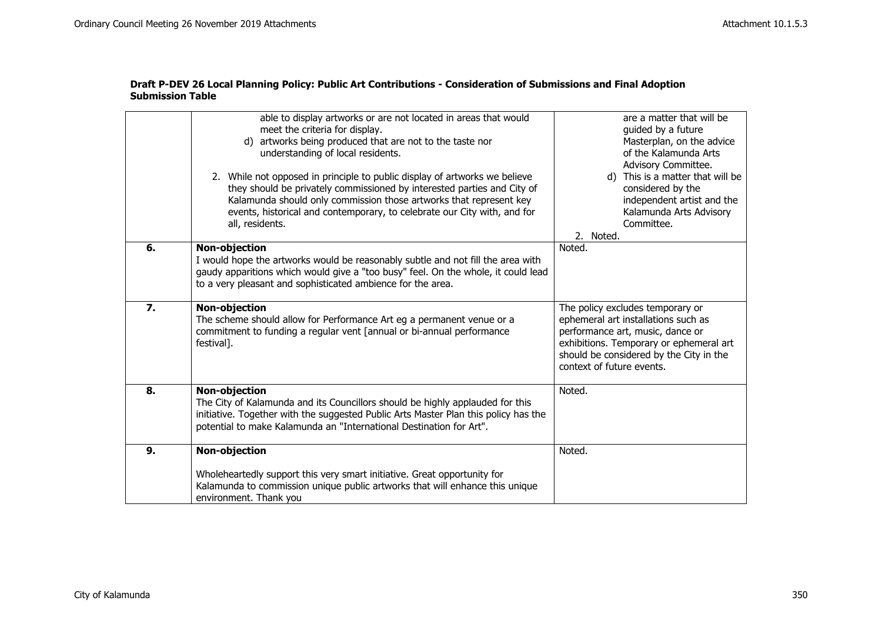**Draft P-DEV 26 Local Planning Policy: Public Art Contributions - Consideration of Submissions and Final Adoption Submission Table**

| | | |
|---|---|---|
| | able to display artworks or are not located in areas that would meet the criteria for display.<br>d) artworks being produced that are not to the taste nor understanding of local residents.<br><br>2. While not opposed in principle to public display of artworks we believe they should be privately commissioned by interested parties and City of Kalamunda should only commission those artworks that represent key events, historical and contemporary, to celebrate our City with, and for all, residents. | are a matter that will be guided by a future Masterplan, on the advice of the Kalamunda Arts Advisory Committee.<br>d) This is a matter that will be considered by the independent artist and the Kalamunda Arts Advisory Committee.<br>2. Noted. |
| **6.** | **Non-objection**<br>I would hope the artworks would be reasonably subtle and not fill the area with gaudy apparitions which would give a "too busy" feel. On the whole, it could lead to a very pleasant and sophisticated ambience for the area. | Noted. |
| **7.** | **Non-objection**<br>The scheme should allow for Performance Art eg a permanent venue or a commitment to funding a regular vent [annual or bi-annual performance festival]. | The policy excludes temporary or ephemeral art installations such as performance art, music, dance or exhibitions. Temporary or ephemeral art should be considered by the City in the context of future events. |
| **8.** | **Non-objection**<br>The City of Kalamunda and its Councillors should be highly applauded for this initiative. Together with the suggested Public Arts Master Plan this policy has the potential to make Kalamunda an "International Destination for Art". | Noted. |
| **9.** | **Non-objection**<br><br>Wholeheartedly support this very smart initiative. Great opportunity for Kalamunda to commission unique public artworks that will enhance this unique environment. Thank you | Noted. |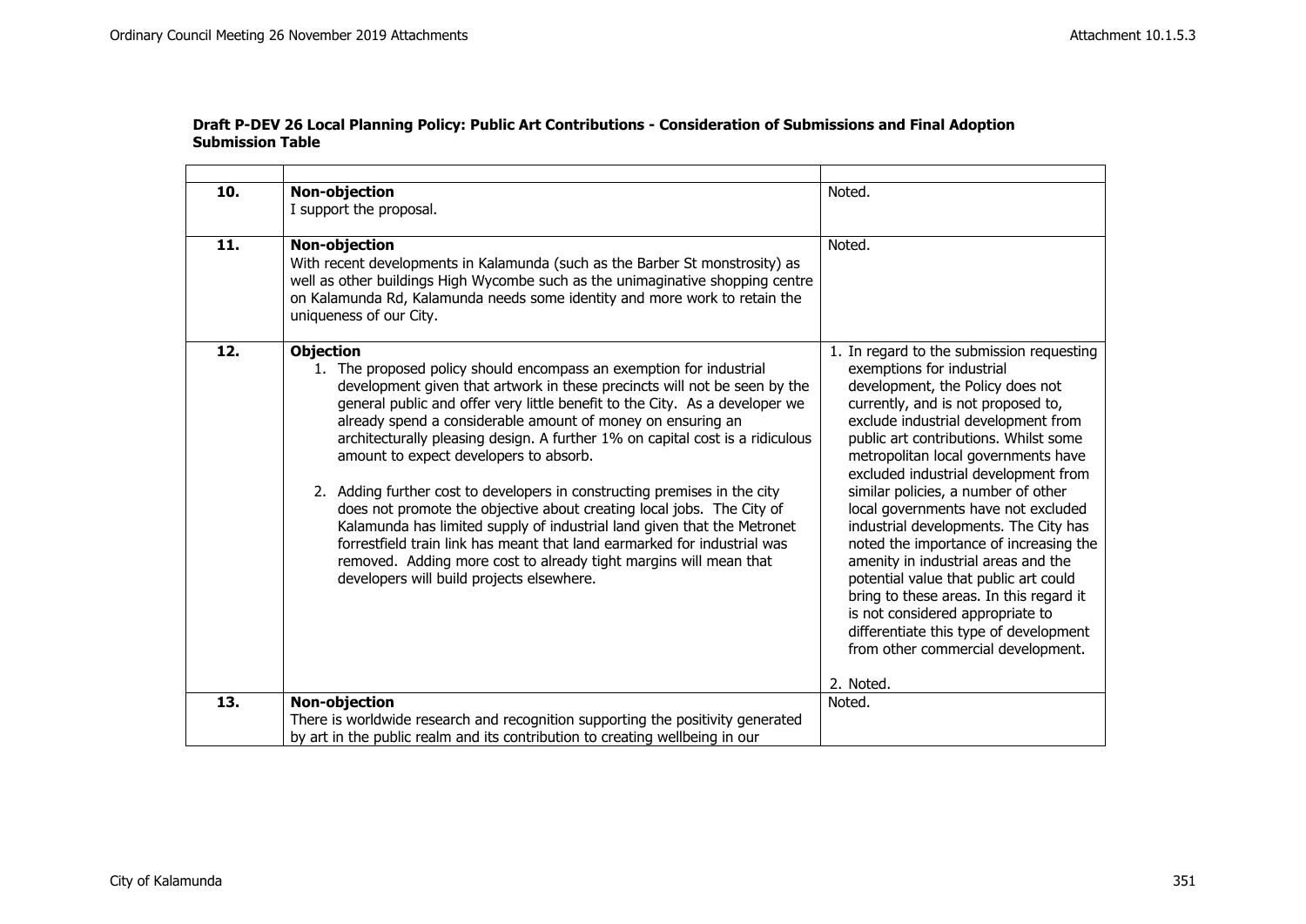**Draft P-DEV 26 Local Planning Policy: Public Art Contributions - Consideration of Submissions and Final Adoption Submission Table**

| | | |
|---|---|---|
| **10.** | **Non-objection**<br>I support the proposal. | Noted. |
| **11.** | **Non-objection**<br>With recent developments in Kalamunda (such as the Barber St monstrosity) as well as other buildings High Wycombe such as the unimaginative shopping centre on Kalamunda Rd, Kalamunda needs some identity and more work to retain the uniqueness of our City. | Noted. |
| **12.** | **Objection**<br>1. The proposed policy should encompass an exemption for industrial development given that artwork in these precincts will not be seen by the general public and offer very little benefit to the City. As a developer we already spend a considerable amount of money on ensuring an architecturally pleasing design. A further 1% on capital cost is a ridiculous amount to expect developers to absorb.<br>2. Adding further cost to developers in constructing premises in the city does not promote the objective about creating local jobs. The City of Kalamunda has limited supply of industrial land given that the Metronet forrestfield train link has meant that land earmarked for industrial was removed. Adding more cost to already tight margins will mean that developers will build projects elsewhere. | 1. In regard to the submission requesting exemptions for industrial development, the Policy does not currently, and is not proposed to, exclude industrial development from public art contributions. Whilst some metropolitan local governments have excluded industrial development from similar policies, a number of other local governments have not excluded industrial developments. The City has noted the importance of increasing the amenity in industrial areas and the potential value that public art could bring to these areas. In this regard it is not considered appropriate to differentiate this type of development from other commercial development.<br>2. Noted. |
| **13.** | **Non-objection**<br>There is worldwide research and recognition supporting the positivity generated by art in the public realm and its contribution to creating wellbeing in our | Noted. |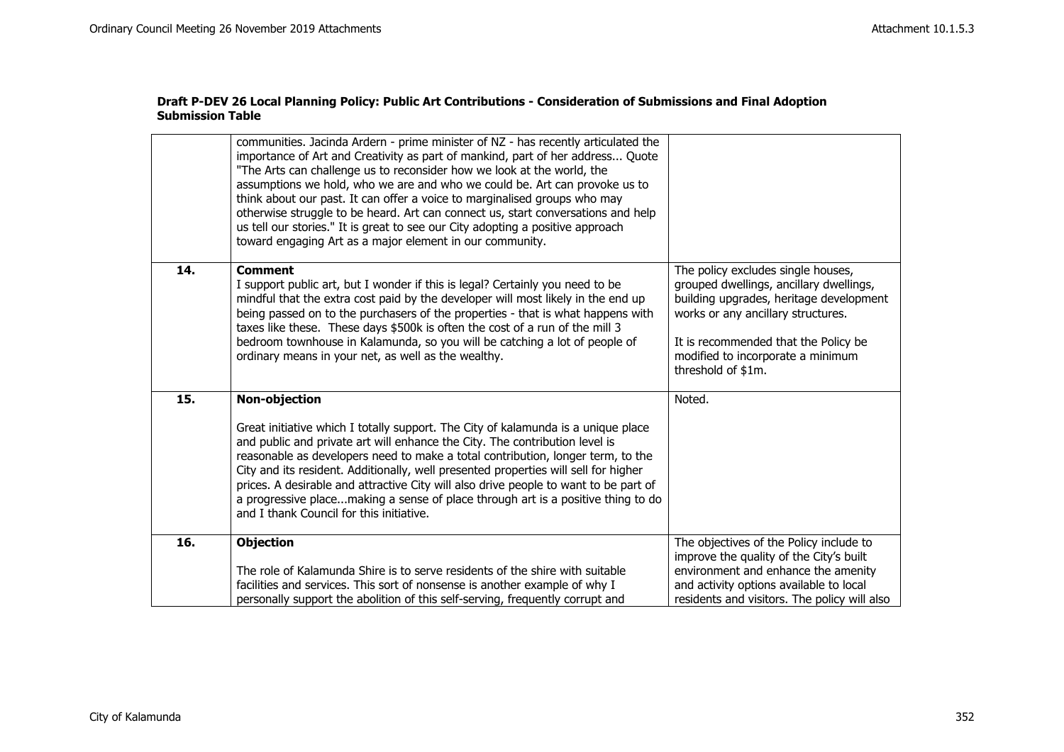**Draft P-DEV 26 Local Planning Policy: Public Art Contributions - Consideration of Submissions and Final Adoption Submission Table**

| | | |
|---|---|---|
| | communities. Jacinda Ardern - prime minister of NZ - has recently articulated the importance of Art and Creativity as part of mankind, part of her address... Quote "The Arts can challenge us to reconsider how we look at the world, the assumptions we hold, who we are and who we could be. Art can provoke us to think about our past. It can offer a voice to marginalised groups who may otherwise struggle to be heard. Art can connect us, start conversations and help us tell our stories." It is great to see our City adopting a positive approach toward engaging Art as a major element in our community. | |
| **14.** | **Comment**<br><br>I support public art, but I wonder if this is legal? Certainly you need to be mindful that the extra cost paid by the developer will most likely in the end up being passed on to the purchasers of the properties - that is what happens with taxes like these. These days $500k is often the cost of a run of the mill 3 bedroom townhouse in Kalamunda, so you will be catching a lot of people of ordinary means in your net, as well as the wealthy. | The policy excludes single houses, grouped dwellings, ancillary dwellings, building upgrades, heritage development works or any ancillary structures.<br><br>It is recommended that the Policy be modified to incorporate a minimum threshold of $1m. |
| **15.** | **Non-objection**<br><br>Great initiative which I totally support. The City of kalamunda is a unique place and public and private art will enhance the City. The contribution level is reasonable as developers need to make a total contribution, longer term, to the City and its resident. Additionally, well presented properties will sell for higher prices. A desirable and attractive City will also drive people to want to be part of a progressive place...making a sense of place through art is a positive thing to do and I thank Council for this initiative. | Noted. |
| **16.** | **Objection**<br><br>The role of Kalamunda Shire is to serve residents of the shire with suitable facilities and services. This sort of nonsense is another example of why I personally support the abolition of this self-serving, frequently corrupt and | The objectives of the Policy include to improve the quality of the City's built environment and enhance the amenity and activity options available to local residents and visitors. The policy will also |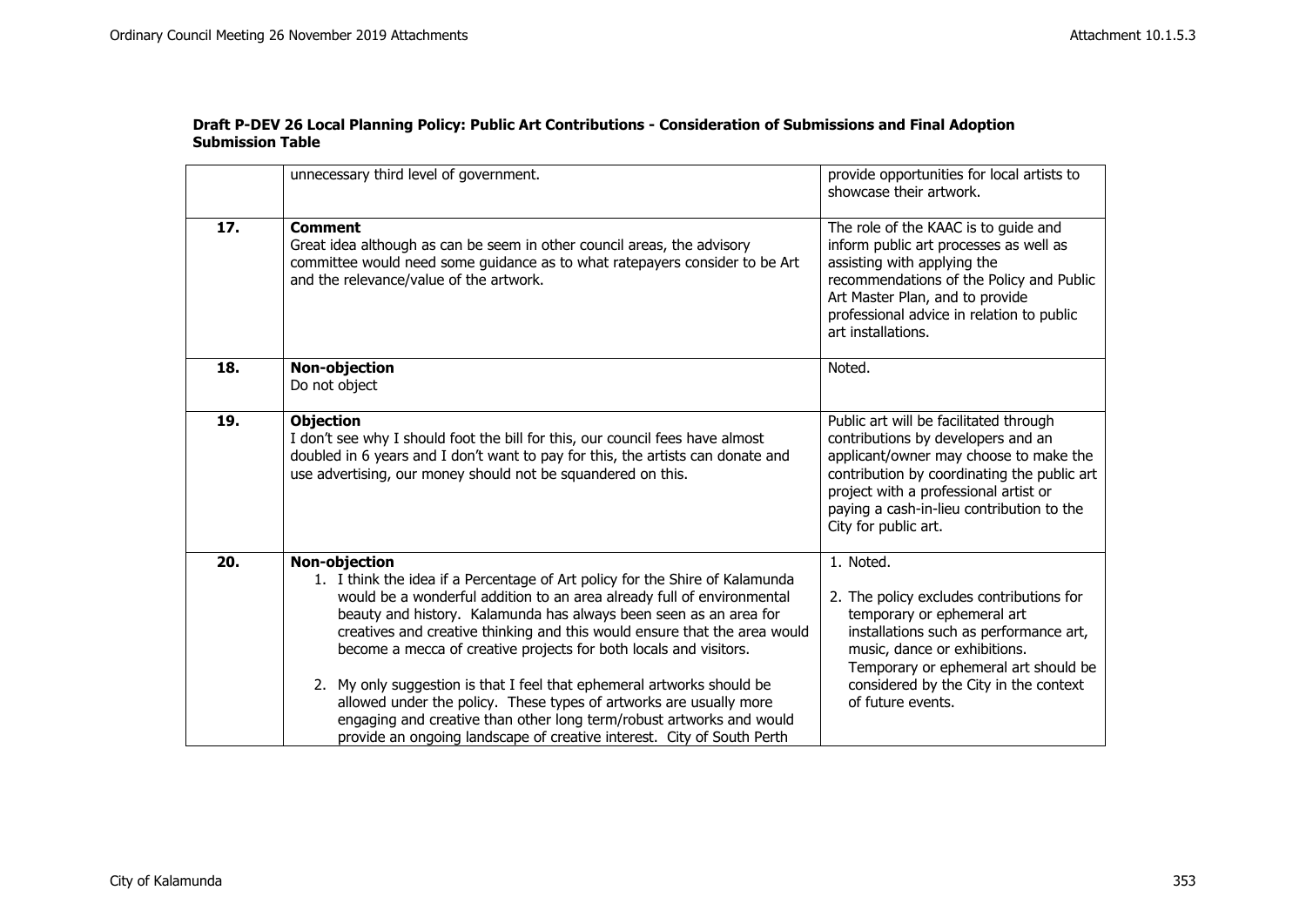**Draft P-DEV 26 Local Planning Policy: Public Art Contributions - Consideration of Submissions and Final Adoption**
**Submission Table**

| | | |
|---|---|---|
| | unnecessary third level of government. | provide opportunities for local artists to showcase their artwork. |
| **17.** | **Comment**<br>Great idea although as can be seem in other council areas, the advisory committee would need some guidance as to what ratepayers consider to be Art and the relevance/value of the artwork. | The role of the KAAC is to guide and inform public art processes as well as assisting with applying the recommendations of the Policy and Public Art Master Plan, and to provide professional advice in relation to public art installations. |
| **18.** | **Non-objection**<br>Do not object | Noted. |
| **19.** | **Objection**<br>I don't see why I should foot the bill for this, our council fees have almost doubled in 6 years and I don't want to pay for this, the artists can donate and use advertising, our money should not be squandered on this. | Public art will be facilitated through contributions by developers and an applicant/owner may choose to make the contribution by coordinating the public art project with a professional artist or paying a cash-in-lieu contribution to the City for public art. |
| **20.** | **Non-objection**<br>1. I think the idea if a Percentage of Art policy for the Shire of Kalamunda would be a wonderful addition to an area already full of environmental beauty and history. Kalamunda has always been seen as an area for creatives and creative thinking and this would ensure that the area would become a mecca of creative projects for both locals and visitors.<br>2. My only suggestion is that I feel that ephemeral artworks should be allowed under the policy. These types of artworks are usually more engaging and creative than other long term/robust artworks and would provide an ongoing landscape of creative interest. City of South Perth | 1. Noted.<br>2. The policy excludes contributions for temporary or ephemeral art installations such as performance art, music, dance or exhibitions. Temporary or ephemeral art should be considered by the City in the context of future events. |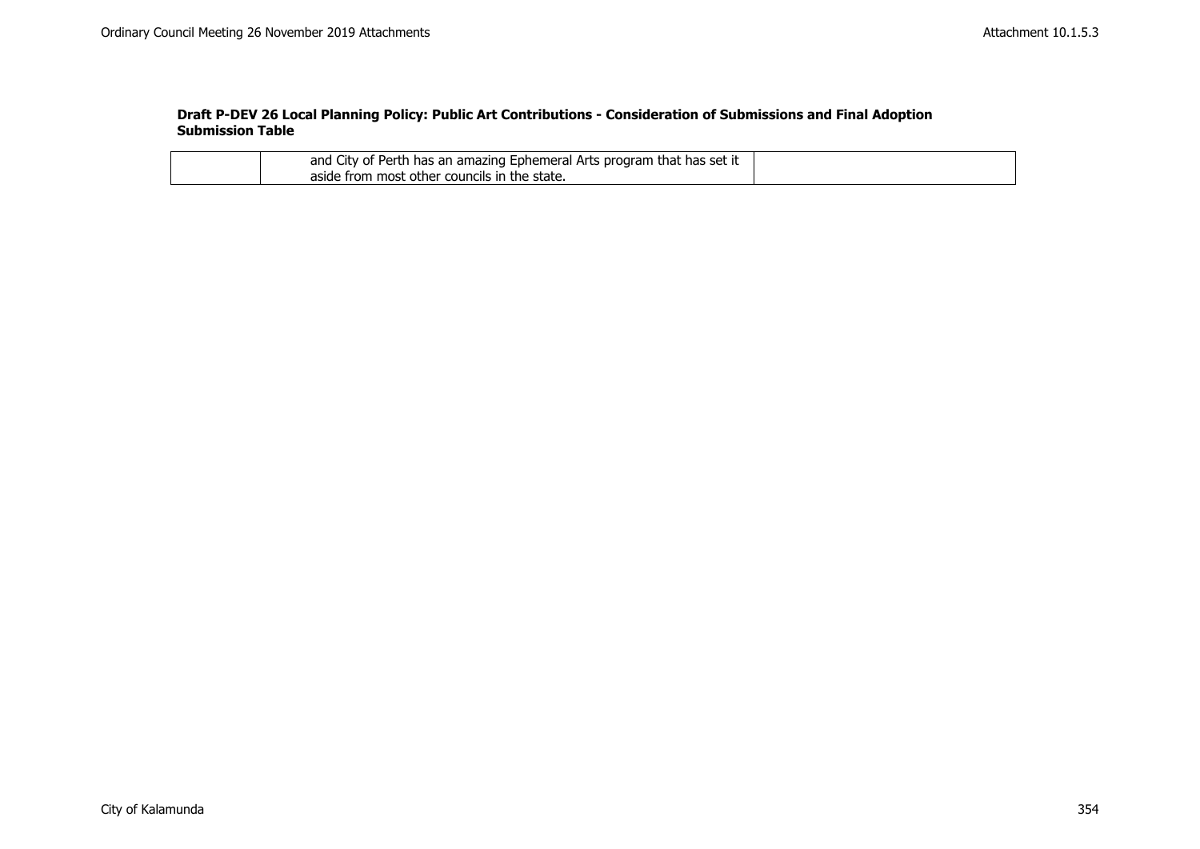**Draft P-DEV 26 Local Planning Policy: Public Art Contributions - Consideration of Submissions and Final Adoption Submission Table**

| | | |
|---|---|---|
| | and City of Perth has an amazing Ephemeral Arts program that has set it aside from most other councils in the state. | |